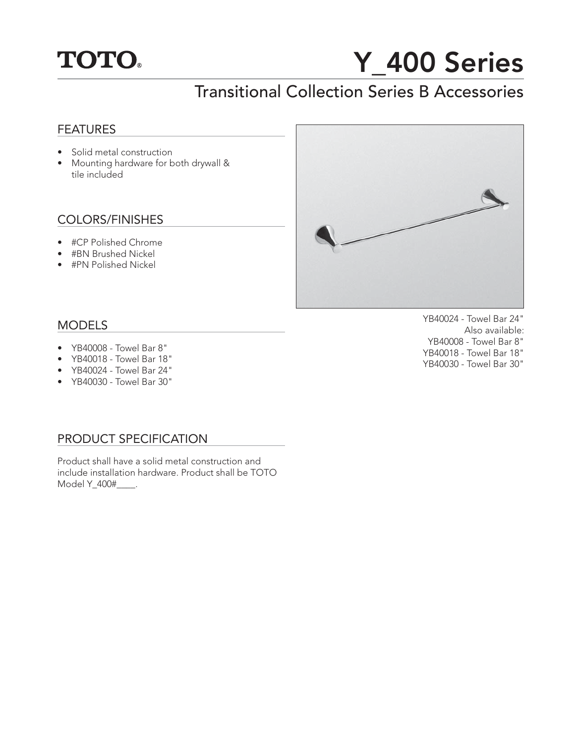TOTO®

# Y_400 Series

## Transitional Collection Series B Accessories

### FEATURES

- Solid metal construction
- Mounting hardware for both drywall & tile included

### COLORS/FINISHES

- #CP Polished Chrome
- #BN Brushed Nickel
- #PN Polished Nickel

YB40024 - Towel Bar 24"
Also available:
YB40008 - Towel Bar 8"
YB40018 - Towel Bar 18"
YB40030 - Towel Bar 30"

### MODELS

- YB40008 - Towel Bar 8"
- YB40018 - Towel Bar 18"
- YB40024 - Towel Bar 24"
- YB40030 - Towel Bar 30"

### PRODUCT SPECIFICATION

Product shall have a solid metal construction and include installation hardware. Product shall be TOTO Model Y_400#____.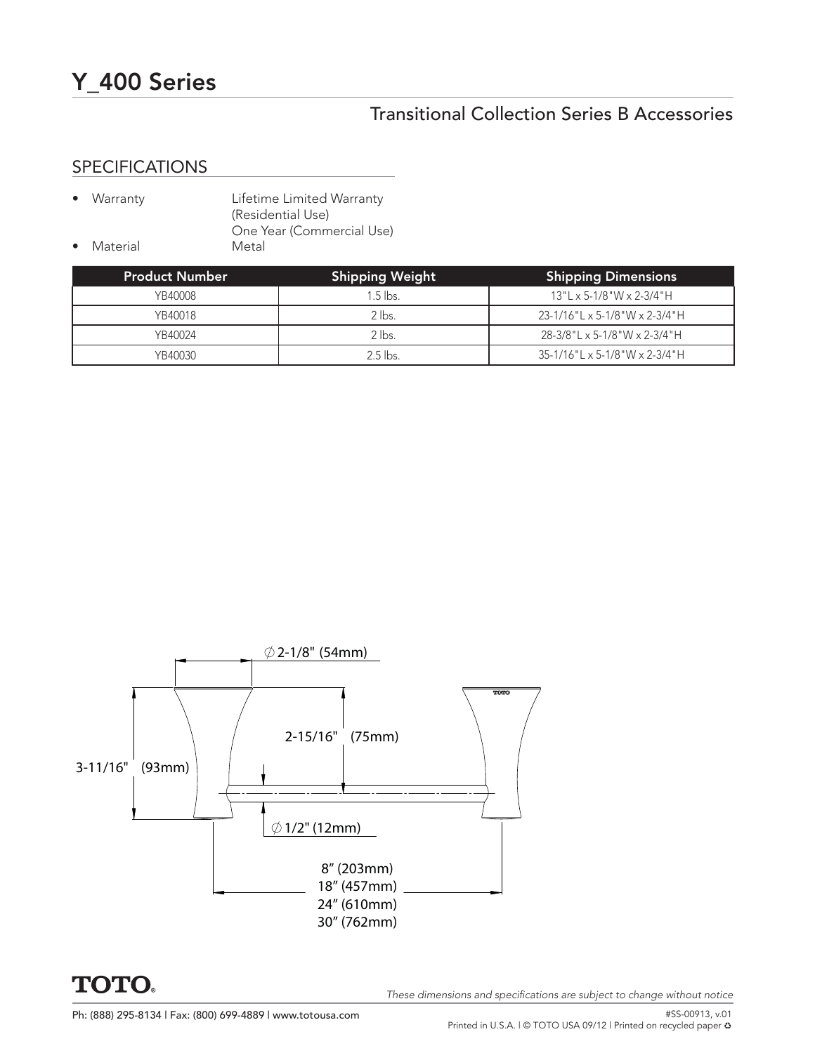# Y_400 Series

## Transitional Collection Series B Accessories

### SPECIFICATIONS

- Warranty: Lifetime Limited Warranty (Residential Use), One Year (Commercial Use)
- Material: Metal

| Product Number | Shipping Weight | Shipping Dimensions |
|---|---|---|
| YB40008 | 1.5 lbs. | 13"L x 5-1/8"W x 2-3/4"H |
| YB40018 | 2 lbs. | 23-1/16"L x 5-1/8"W x 2-3/4"H |
| YB40024 | 2 lbs. | 28-3/8"L x 5-1/8"W x 2-3/4"H |
| YB40030 | 2.5 lbs. | 35-1/16"L x 5-1/8"W x 2-3/4"H |

∅ 2-1/8" (54mm)

2-15/16" (75mm)

3-11/16" (93mm)

∅ 1/2" (12mm)

8" (203mm)
18" (457mm)
24" (610mm)
30" (762mm)

TOTO

*These dimensions and specifications are subject to change without notice*

Ph: (888) 295-8134 | Fax: (800) 699-4889 | www.totousa.com

#SS-00913, v.01
Printed in U.S.A. | © TOTO USA 09/12 | Printed on recycled paper